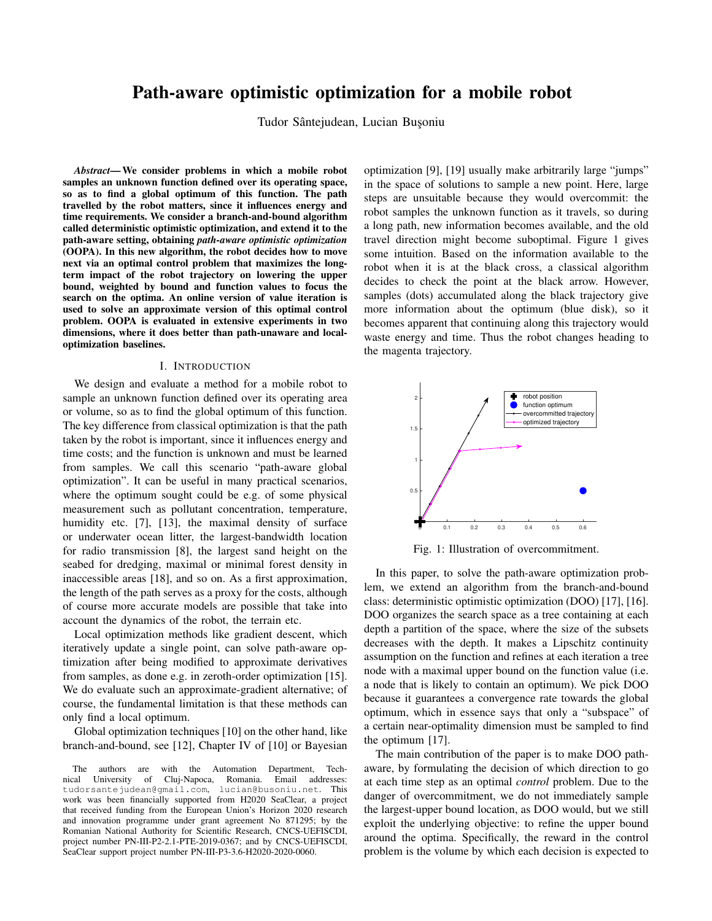# Path-aware optimistic optimization for a mobile robot

Tudor Sântejudean, Lucian Buşoniu

***Abstract*— We consider problems in which a mobile robot samples an unknown function defined over its operating space, so as to find a global optimum of this function. The path travelled by the robot matters, since it influences energy and time requirements. We consider a branch-and-bound algorithm called deterministic optimistic optimization, and extend it to the path-aware setting, obtaining *path-aware optimistic optimization* (OOPA). In this new algorithm, the robot decides how to move next via an optimal control problem that maximizes the long-term impact of the robot trajectory on lowering the upper bound, weighted by bound and function values to focus the search on the optima. An online version of value iteration is used to solve an approximate version of this optimal control problem. OOPA is evaluated in extensive experiments in two dimensions, where it does better than path-unaware and local-optimization baselines.**

## I. Introduction

We design and evaluate a method for a mobile robot to sample an unknown function defined over its operating area or volume, so as to find the global optimum of this function. The key difference from classical optimization is that the path taken by the robot is important, since it influences energy and time costs; and the function is unknown and must be learned from samples. We call this scenario "path-aware global optimization". It can be useful in many practical scenarios, where the optimum sought could be e.g. of some physical measurement such as pollutant concentration, temperature, humidity etc. [7], [13], the maximal density of surface or underwater ocean litter, the largest-bandwidth location for radio transmission [8], the largest sand height on the seabed for dredging, maximal or minimal forest density in inaccessible areas [18], and so on. As a first approximation, the length of the path serves as a proxy for the costs, although of course more accurate models are possible that take into account the dynamics of the robot, the terrain etc.

Local optimization methods like gradient descent, which iteratively update a single point, can solve path-aware optimization after being modified to approximate derivatives from samples, as done e.g. in zeroth-order optimization [15]. We do evaluate such an approximate-gradient alternative; of course, the fundamental limitation is that these methods can only find a local optimum.

Global optimization techniques [10] on the other hand, like branch-and-bound, see [12], Chapter IV of [10] or Bayesian optimization [9], [19] usually make arbitrarily large "jumps" in the space of solutions to sample a new point. Here, large steps are unsuitable because they would overcommit: the robot samples the unknown function as it travels, so during a long path, new information becomes available, and the old travel direction might become suboptimal. Figure 1 gives some intuition. Based on the information available to the robot when it is at the black cross, a classical algorithm decides to check the point at the black arrow. However, samples (dots) accumulated along the black trajectory give more information about the optimum (blue disk), so it becomes apparent that continuing along this trajectory would waste energy and time. Thus the robot changes heading to the magenta trajectory.

Fig. 1: Illustration of overcommitment.

In this paper, to solve the path-aware optimization problem, we extend an algorithm from the branch-and-bound class: deterministic optimistic optimization (DOO) [17], [16]. DOO organizes the search space as a tree containing at each depth a partition of the space, where the size of the subsets decreases with the depth. It makes a Lipschitz continuity assumption on the function and refines at each iteration a tree node with a maximal upper bound on the function value (i.e. a node that is likely to contain an optimum). We pick DOO because it guarantees a convergence rate towards the global optimum, which in essence says that only a "subspace" of a certain near-optimality dimension must be sampled to find the optimum [17].

The main contribution of the paper is to make DOO path-aware, by formulating the decision of which direction to go at each time step as an optimal *control* problem. Due to the danger of overcommitment, we do not immediately sample the largest-upper bound location, as DOO would, but we still exploit the underlying objective: to refine the upper bound around the optima. Specifically, the reward in the control problem is the volume by which each decision is expected to

The authors are with the Automation Department, Technical University of Cluj-Napoca, Romania. Email addresses: tudorsantejudean@gmail.com, lucian@busoniu.net. This work was been financially supported from H2020 SeaClear, a project that received funding from the European Union's Horizon 2020 research and innovation programme under grant agreement No 871295; by the Romanian National Authority for Scientific Research, CNCS-UEFISCDI, project number PN-III-P2-2.1-PTE-2019-0367; and by CNCS-UEFISCDI, SeaClear support project number PN-III-P3-3.6-H2020-2020-0060.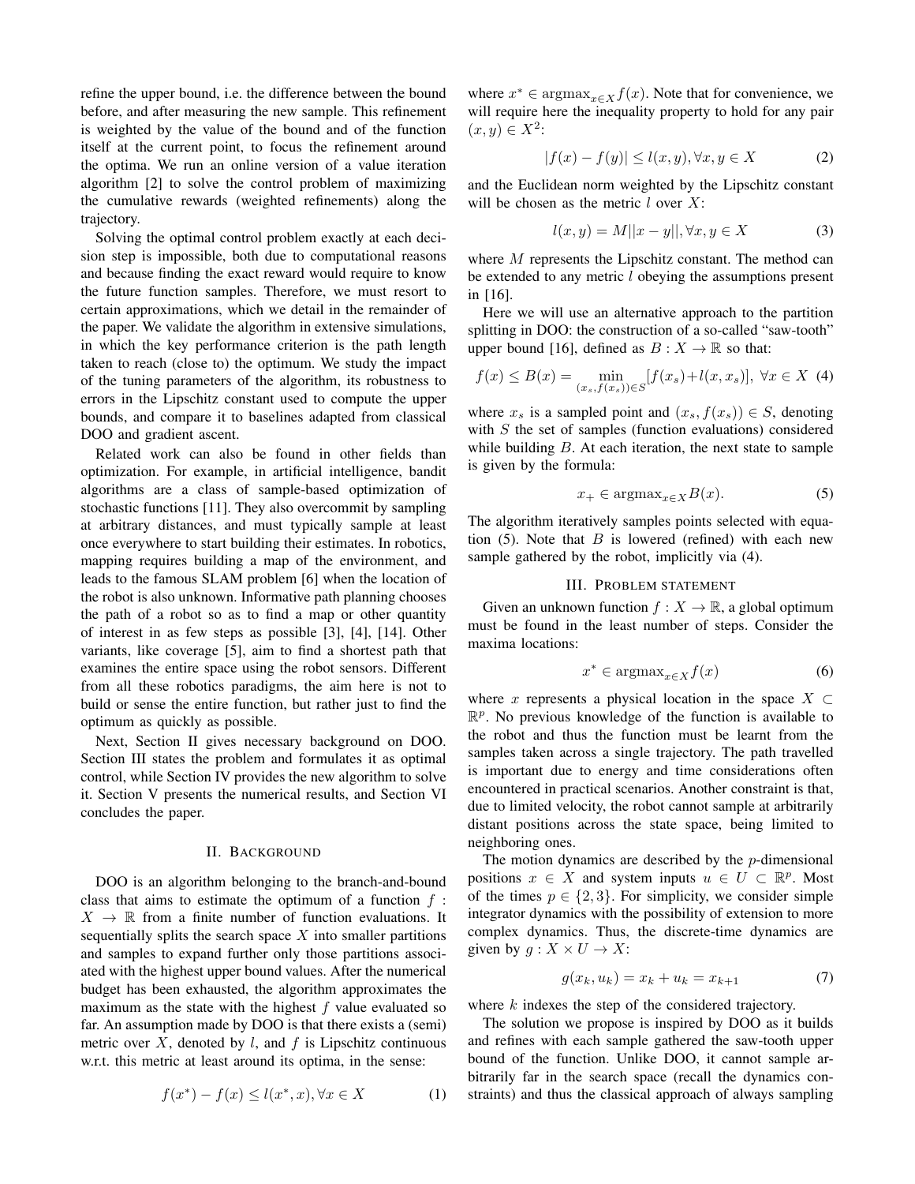refine the upper bound, i.e. the difference between the bound before, and after measuring the new sample. This refinement is weighted by the value of the bound and of the function itself at the current point, to focus the refinement around the optima. We run an online version of a value iteration algorithm [2] to solve the control problem of maximizing the cumulative rewards (weighted refinements) along the trajectory.

Solving the optimal control problem exactly at each decision step is impossible, both due to computational reasons and because finding the exact reward would require to know the future function samples. Therefore, we must resort to certain approximations, which we detail in the remainder of the paper. We validate the algorithm in extensive simulations, in which the key performance criterion is the path length taken to reach (close to) the optimum. We study the impact of the tuning parameters of the algorithm, its robustness to errors in the Lipschitz constant used to compute the upper bounds, and compare it to baselines adapted from classical DOO and gradient ascent.

Related work can also be found in other fields than optimization. For example, in artificial intelligence, bandit algorithms are a class of sample-based optimization of stochastic functions [11]. They also overcommit by sampling at arbitrary distances, and must typically sample at least once everywhere to start building their estimates. In robotics, mapping requires building a map of the environment, and leads to the famous SLAM problem [6] when the location of the robot is also unknown. Informative path planning chooses the path of a robot so as to find a map or other quantity of interest in as few steps as possible [3], [4], [14]. Other variants, like coverage [5], aim to find a shortest path that examines the entire space using the robot sensors. Different from all these robotics paradigms, the aim here is not to build or sense the entire function, but rather just to find the optimum as quickly as possible.

Next, Section II gives necessary background on DOO. Section III states the problem and formulates it as optimal control, while Section IV provides the new algorithm to solve it. Section V presents the numerical results, and Section VI concludes the paper.

## II. Background

DOO is an algorithm belonging to the branch-and-bound class that aims to estimate the optimum of a function $f : X \to \mathbb{R}$ from a finite number of function evaluations. It sequentially splits the search space $X$ into smaller partitions and samples to expand further only those partitions associated with the highest upper bound values. After the numerical budget has been exhausted, the algorithm approximates the maximum as the state with the highest $f$ value evaluated so far. An assumption made by DOO is that there exists a (semi) metric over $X$, denoted by $l$, and $f$ is Lipschitz continuous w.r.t. this metric at least around its optima, in the sense:

$$f(x^*) - f(x) \leq l(x^*, x), \forall x \in X \tag{1}$$

where $x^* \in \text{argmax}_{x \in X} f(x)$. Note that for convenience, we will require here the inequality property to hold for any pair $(x, y) \in X^2$:

$$|f(x) - f(y)| \leq l(x, y), \forall x, y \in X \tag{2}$$

and the Euclidean norm weighted by the Lipschitz constant will be chosen as the metric $l$ over $X$:

$$l(x, y) = M||x - y||, \forall x, y \in X \tag{3}$$

where $M$ represents the Lipschitz constant. The method can be extended to any metric $l$ obeying the assumptions present in [16].

Here we will use an alternative approach to the partition splitting in DOO: the construction of a so-called "saw-tooth" upper bound [16], defined as $B : X \to \mathbb{R}$ so that:

$$f(x) \leq B(x) = \min_{(x_s, f(x_s)) \in S} [f(x_s) + l(x, x_s)], \ \forall x \in X \tag{4}$$

where $x_s$ is a sampled point and $(x_s, f(x_s)) \in S$, denoting with $S$ the set of samples (function evaluations) considered while building $B$. At each iteration, the next state to sample is given by the formula:

$$x_+ \in \text{argmax}_{x \in X} B(x). \tag{5}$$

The algorithm iteratively samples points selected with equation (5). Note that $B$ is lowered (refined) with each new sample gathered by the robot, implicitly via (4).

## III. Problem statement

Given an unknown function $f : X \to \mathbb{R}$, a global optimum must be found in the least number of steps. Consider the maxima locations:

$$x^* \in \text{argmax}_{x \in X} f(x) \tag{6}$$

where $x$ represents a physical location in the space $X \subset \mathbb{R}^p$. No previous knowledge of the function is available to the robot and thus the function must be learnt from the samples taken across a single trajectory. The path travelled is important due to energy and time considerations often encountered in practical scenarios. Another constraint is that, due to limited velocity, the robot cannot sample at arbitrarily distant positions across the state space, being limited to neighboring ones.

The motion dynamics are described by the $p$-dimensional positions $x \in X$ and system inputs $u \in U \subset \mathbb{R}^p$. Most of the times $p \in \{2, 3\}$. For simplicity, we consider simple integrator dynamics with the possibility of extension to more complex dynamics. Thus, the discrete-time dynamics are given by $g : X \times U \to X$:

$$g(x_k, u_k) = x_k + u_k = x_{k+1} \tag{7}$$

where $k$ indexes the step of the considered trajectory.

The solution we propose is inspired by DOO as it builds and refines with each sample gathered the saw-tooth upper bound of the function. Unlike DOO, it cannot sample arbitrarily far in the search space (recall the dynamics constraints) and thus the classical approach of always sampling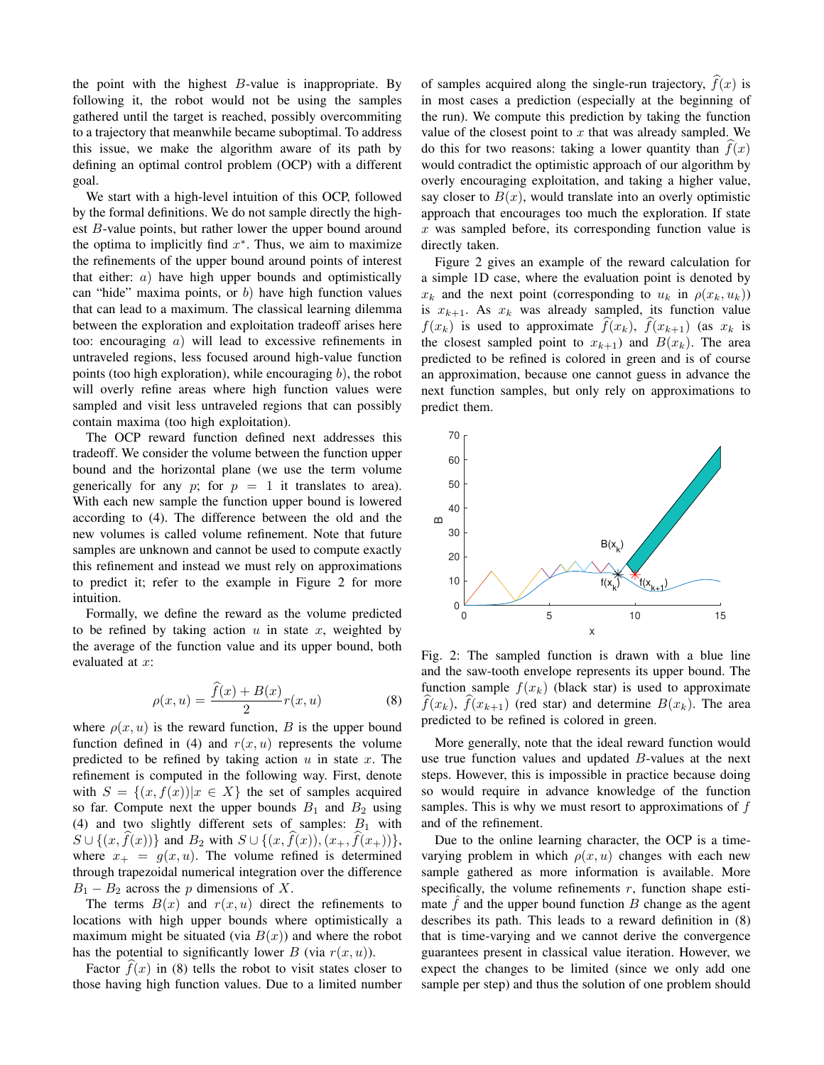the point with the highest $B$-value is inappropriate. By following it, the robot would not be using the samples gathered until the target is reached, possibly overcommiting to a trajectory that meanwhile became suboptimal. To address this issue, we make the algorithm aware of its path by defining an optimal control problem (OCP) with a different goal.

We start with a high-level intuition of this OCP, followed by the formal definitions. We do not sample directly the highest $B$-value points, but rather lower the upper bound around the optima to implicitly find $x^*$. Thus, we aim to maximize the refinements of the upper bound around points of interest that either: $a$) have high upper bounds and optimistically can "hide" maxima points, or $b$) have high function values that can lead to a maximum. The classical learning dilemma between the exploration and exploitation tradeoff arises here too: encouraging $a$) will lead to excessive refinements in untraveled regions, less focused around high-value function points (too high exploration), while encouraging $b$), the robot will overly refine areas where high function values were sampled and visit less untraveled regions that can possibly contain maxima (too high exploitation).

The OCP reward function defined next addresses this tradeoff. We consider the volume between the function upper bound and the horizontal plane (we use the term volume generically for any $p$; for $p = 1$ it translates to area). With each new sample the function upper bound is lowered according to (4). The difference between the old and the new volumes is called volume refinement. Note that future samples are unknown and cannot be used to compute exactly this refinement and instead we must rely on approximations to predict it; refer to the example in Figure 2 for more intuition.

Formally, we define the reward as the volume predicted to be refined by taking action $u$ in state $x$, weighted by the average of the function value and its upper bound, both evaluated at $x$:

$$\rho(x, u) = \frac{\widehat{f}(x) + B(x)}{2} r(x, u) \tag{8}$$

where $\rho(x, u)$ is the reward function, $B$ is the upper bound function defined in (4) and $r(x, u)$ represents the volume predicted to be refined by taking action $u$ in state $x$. The refinement is computed in the following way. First, denote with $S = \{(x, f(x)) | x \in X\}$ the set of samples acquired so far. Compute next the upper bounds $B_1$ and $B_2$ using (4) and two slightly different sets of samples: $B_1$ with $S \cup \{(x, \widehat{f}(x))\}$ and $B_2$ with $S \cup \{(x, \widehat{f}(x)), (x_+, \widehat{f}(x_+))\}$, where $x_+ = g(x, u)$. The volume refined is determined through trapezoidal numerical integration over the difference $B_1 - B_2$ across the $p$ dimensions of $X$.

The terms $B(x)$ and $r(x, u)$ direct the refinements to locations with high upper bounds where optimistically a maximum might be situated (via $B(x)$) and where the robot has the potential to significantly lower $B$ (via $r(x, u)$).

Factor $\widehat{f}(x)$ in (8) tells the robot to visit states closer to those having high function values. Due to a limited number of samples acquired along the single-run trajectory, $\widehat{f}(x)$ is in most cases a prediction (especially at the beginning of the run). We compute this prediction by taking the function value of the closest point to $x$ that was already sampled. We do this for two reasons: taking a lower quantity than $\widehat{f}(x)$ would contradict the optimistic approach of our algorithm by overly encouraging exploitation, and taking a higher value, say closer to $B(x)$, would translate into an overly optimistic approach that encourages too much the exploration. If state $x$ was sampled before, its corresponding function value is directly taken.

Figure 2 gives an example of the reward calculation for a simple 1D case, where the evaluation point is denoted by $x_k$ and the next point (corresponding to $u_k$ in $\rho(x_k, u_k)$) is $x_{k+1}$. As $x_k$ was already sampled, its function value $f(x_k)$ is used to approximate $\widehat{f}(x_k)$, $\widehat{f}(x_{k+1})$ (as $x_k$ is the closest sampled point to $x_{k+1}$) and $B(x_k)$. The area predicted to be refined is colored in green and is of course an approximation, because one cannot guess in advance the next function samples, but only rely on approximations to predict them.

Fig. 2: The sampled function is drawn with a blue line and the saw-tooth envelope represents its upper bound. The function sample $f(x_k)$ (black star) is used to approximate $\widehat{f}(x_k)$, $\widehat{f}(x_{k+1})$ (red star) and determine $B(x_k)$. The area predicted to be refined is colored in green.

More generally, note that the ideal reward function would use true function values and updated $B$-values at the next steps. However, this is impossible in practice because doing so would require in advance knowledge of the function samples. This is why we must resort to approximations of $f$ and of the refinement.

Due to the online learning character, the OCP is a time-varying problem in which $\rho(x, u)$ changes with each new sample gathered as more information is available. More specifically, the volume refinements $r$, function shape estimate $\hat{f}$ and the upper bound function $B$ change as the agent describes its path. This leads to a reward definition in (8) that is time-varying and we cannot derive the convergence guarantees present in classical value iteration. However, we expect the changes to be limited (since we only add one sample per step) and thus the solution of one problem should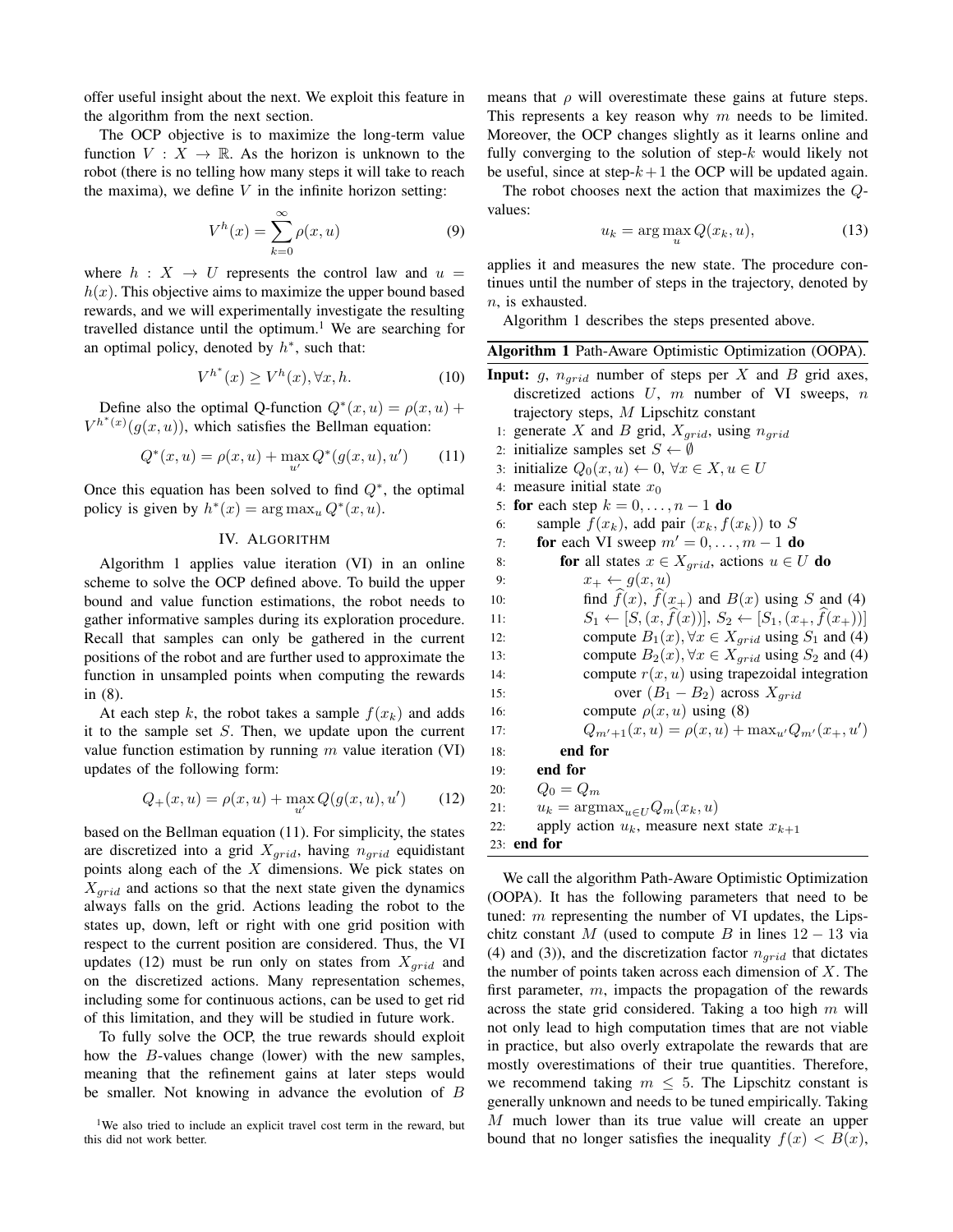offer useful insight about the next. We exploit this feature in the algorithm from the next section.

The OCP objective is to maximize the long-term value function $V : X \to \mathbb{R}$. As the horizon is unknown to the robot (there is no telling how many steps it will take to reach the maxima), we define $V$ in the infinite horizon setting:

$$V^h(x) = \sum_{k=0}^{\infty} \rho(x, u) \tag{9}$$

where $h : X \to U$ represents the control law and $u = h(x)$. This objective aims to maximize the upper bound based rewards, and we will experimentally investigate the resulting travelled distance until the optimum.[1] We are searching for an optimal policy, denoted by $h^*$, such that:

$$V^{h^*}(x) \geq V^h(x), \forall x, h. \tag{10}$$

Define also the optimal Q-function $Q^*(x, u) = \rho(x, u) + V^{h^*(x)}(g(x, u))$, which satisfies the Bellman equation:

$$Q^*(x, u) = \rho(x, u) + \max_{u'} Q^*(g(x, u), u') \tag{11}$$

Once this equation has been solved to find $Q^*$, the optimal policy is given by $h^*(x) = \arg\max_u Q^*(x, u)$.

## IV. Algorithm

Algorithm 1 applies value iteration (VI) in an online scheme to solve the OCP defined above. To build the upper bound and value function estimations, the robot needs to gather informative samples during its exploration procedure. Recall that samples can only be gathered in the current positions of the robot and are further used to approximate the function in unsampled points when computing the rewards in (8).

At each step $k$, the robot takes a sample $f(x_k)$ and adds it to the sample set $S$. Then, we update upon the current value function estimation by running $m$ value iteration (VI) updates of the following form:

$$Q_+(x, u) = \rho(x, u) + \max_{u'} Q(g(x, u), u') \tag{12}$$

based on the Bellman equation (11). For simplicity, the states are discretized into a grid $X_{grid}$, having $n_{grid}$ equidistant points along each of the $X$ dimensions. We pick states on $X_{grid}$ and actions so that the next state given the dynamics always falls on the grid. Actions leading the robot to the states up, down, left or right with one grid position with respect to the current position are considered. Thus, the VI updates (12) must be run only on states from $X_{grid}$ and on the discretized actions. Many representation schemes, including some for continuous actions, can be used to get rid of this limitation, and they will be studied in future work.

To fully solve the OCP, the true rewards should exploit how the $B$-values change (lower) with the new samples, meaning that the refinement gains at later steps would be smaller. Not knowing in advance the evolution of $B$ means that $\rho$ will overestimate these gains at future steps. This represents a key reason why $m$ needs to be limited. Moreover, the OCP changes slightly as it learns online and fully converging to the solution of step-$k$ would likely not be useful, since at step-$k+1$ the OCP will be updated again.

The robot chooses next the action that maximizes the $Q$-values:

$$u_k = \arg\max_u Q(x_k, u), \tag{13}$$

applies it and measures the new state. The procedure continues until the number of steps in the trajectory, denoted by $n$, is exhausted.

Algorithm 1 describes the steps presented above.

**Algorithm 1** Path-Aware Optimistic Optimization (OOPA).

**Input:** $g$, $n_{grid}$ number of steps per $X$ and $B$ grid axes, discretized actions $U$, $m$ number of VI sweeps, $n$ trajectory steps, $M$ Lipschitz constant

1: generate $X$ and $B$ grid, $X_{grid}$, using $n_{grid}$
2: initialize samples set $S \leftarrow \emptyset$
3: initialize $Q_0(x, u) \leftarrow 0$, $\forall x \in X, u \in U$
4: measure initial state $x_0$
5: **for** each step $k = 0, \dots, n-1$ **do**
6: &nbsp;&nbsp;&nbsp;&nbsp;sample $f(x_k)$, add pair $(x_k, f(x_k))$ to $S$
7: &nbsp;&nbsp;&nbsp;&nbsp;**for** each VI sweep $m' = 0, \dots, m-1$ **do**
8: &nbsp;&nbsp;&nbsp;&nbsp;&nbsp;&nbsp;&nbsp;&nbsp;**for** all states $x \in X_{grid}$, actions $u \in U$ **do**
9: &nbsp;&nbsp;&nbsp;&nbsp;&nbsp;&nbsp;&nbsp;&nbsp;&nbsp;&nbsp;&nbsp;&nbsp;$x_+ \leftarrow g(x, u)$
10: &nbsp;&nbsp;&nbsp;&nbsp;&nbsp;&nbsp;&nbsp;&nbsp;&nbsp;&nbsp;&nbsp;&nbsp;find $\widehat{f}(x)$, $\widehat{f}(x_+)$ and $B(x)$ using $S$ and (4)
11: &nbsp;&nbsp;&nbsp;&nbsp;&nbsp;&nbsp;&nbsp;&nbsp;&nbsp;&nbsp;&nbsp;&nbsp;$S_1 \leftarrow [S, (x, \widehat{f}(x))]$, $S_2 \leftarrow [S_1, (x_+, \widehat{f}(x_+))]$
12: &nbsp;&nbsp;&nbsp;&nbsp;&nbsp;&nbsp;&nbsp;&nbsp;&nbsp;&nbsp;&nbsp;&nbsp;compute $B_1(x), \forall x \in X_{grid}$ using $S_1$ and (4)
13: &nbsp;&nbsp;&nbsp;&nbsp;&nbsp;&nbsp;&nbsp;&nbsp;&nbsp;&nbsp;&nbsp;&nbsp;compute $B_2(x), \forall x \in X_{grid}$ using $S_2$ and (4)
14: &nbsp;&nbsp;&nbsp;&nbsp;&nbsp;&nbsp;&nbsp;&nbsp;&nbsp;&nbsp;&nbsp;&nbsp;compute $r(x, u)$ using trapezoidal integration
15: &nbsp;&nbsp;&nbsp;&nbsp;&nbsp;&nbsp;&nbsp;&nbsp;&nbsp;&nbsp;&nbsp;&nbsp;&nbsp;&nbsp;&nbsp;&nbsp;over $(B_1 - B_2)$ across $X_{grid}$
16: &nbsp;&nbsp;&nbsp;&nbsp;&nbsp;&nbsp;&nbsp;&nbsp;&nbsp;&nbsp;&nbsp;&nbsp;compute $\rho(x, u)$ using (8)
17: &nbsp;&nbsp;&nbsp;&nbsp;&nbsp;&nbsp;&nbsp;&nbsp;&nbsp;&nbsp;&nbsp;&nbsp;$Q_{m'+1}(x, u) = \rho(x, u) + \max_{u'} Q_{m'}(x_+, u')$
18: &nbsp;&nbsp;&nbsp;&nbsp;&nbsp;&nbsp;&nbsp;&nbsp;**end for**
19: &nbsp;&nbsp;&nbsp;&nbsp;**end for**
20: &nbsp;&nbsp;&nbsp;&nbsp;$Q_0 = Q_m$
21: &nbsp;&nbsp;&nbsp;&nbsp;$u_k = \text{argmax}_{u \in U} Q_m(x_k, u)$
22: &nbsp;&nbsp;&nbsp;&nbsp;apply action $u_k$, measure next state $x_{k+1}$
23: **end for**

We call the algorithm Path-Aware Optimistic Optimization (OOPA). It has the following parameters that need to be tuned: $m$ representing the number of VI updates, the Lipschitz constant $M$ (used to compute $B$ in lines $12-13$ via (4) and (3)), and the discretization factor $n_{grid}$ that dictates the number of points taken across each dimension of $X$. The first parameter, $m$, impacts the propagation of the rewards across the state grid considered. Taking a too high $m$ will not only lead to high computation times that are not viable in practice, but also overly extrapolate the rewards that are mostly overestimations of their true quantities. Therefore, we recommend taking $m \leq 5$. The Lipschitz constant is generally unknown and needs to be tuned empirically. Taking $M$ much lower than its true value will create an upper bound that no longer satisfies the inequality $f(x) < B(x)$,

[1] We also tried to include an explicit travel cost term in the reward, but this did not work better.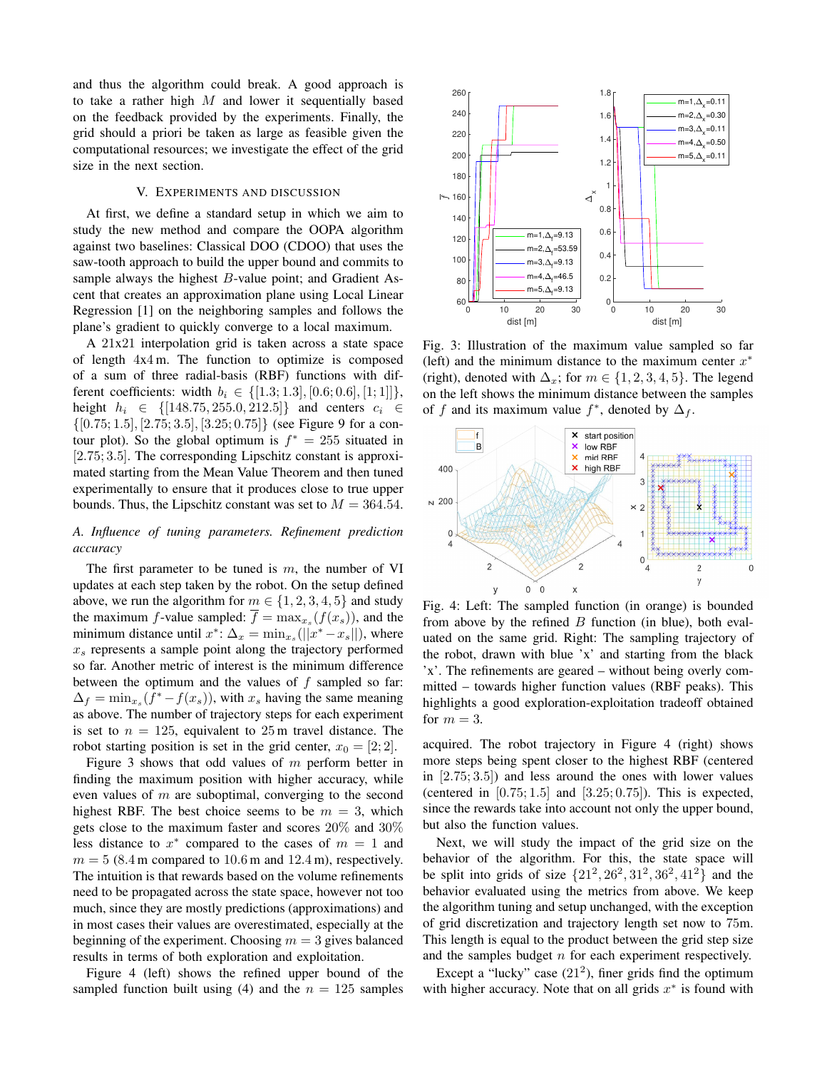and thus the algorithm could break. A good approach is to take a rather high $M$ and lower it sequentially based on the feedback provided by the experiments. Finally, the grid should a priori be taken as large as feasible given the computational resources; we investigate the effect of the grid size in the next section.

## V. Experiments and Discussion

At first, we define a standard setup in which we aim to study the new method and compare the OOPA algorithm against two baselines: Classical DOO (CDOO) that uses the saw-tooth approach to build the upper bound and commits to sample always the highest $B$-value point; and Gradient Ascent that creates an approximation plane using Local Linear Regression [1] on the neighboring samples and follows the plane's gradient to quickly converge to a local maximum.

A 21x21 interpolation grid is taken across a state space of length 4x4 m. The function to optimize is composed of a sum of three radial-basis (RBF) functions with different coefficients: width $b_i \in \{[1.3; 1.3], [0.6; 0.6], [1; 1]]\}$, height $h_i \in \{[148.75, 255.0, 212.5]\}$ and centers $c_i \in \{[0.75; 1.5], [2.75; 3.5], [3.25; 0.75]\}$ (see Figure 9 for a contour plot). So the global optimum is $f^* = 255$ situated in $[2.75; 3.5]$. The corresponding Lipschitz constant is approximated starting from the Mean Value Theorem and then tuned experimentally to ensure that it produces close to true upper bounds. Thus, the Lipschitz constant was set to $M = 364.54$.

### A. Influence of tuning parameters. Refinement prediction accuracy

The first parameter to be tuned is $m$, the number of VI updates at each step taken by the robot. On the setup defined above, we run the algorithm for $m \in \{1, 2, 3, 4, 5\}$ and study the maximum $f$-value sampled: $\overline{f} = \max_{x_s}(f(x_s))$, and the minimum distance until $x^*$: $\Delta_x = \min_{x_s}(||x^* - x_s||)$, where $x_s$ represents a sample point along the trajectory performed so far. Another metric of interest is the minimum difference between the optimum and the values of $f$ sampled so far: $\Delta_f = \min_{x_s}(f^* - f(x_s))$, with $x_s$ having the same meaning as above. The number of trajectory steps for each experiment is set to $n = 125$, equivalent to 25 m travel distance. The robot starting position is set in the grid center, $x_0 = [2; 2]$.

Figure 3 shows that odd values of $m$ perform better in finding the maximum position with higher accuracy, while even values of $m$ are suboptimal, converging to the second highest RBF. The best choice seems to be $m = 3$, which gets close to the maximum faster and scores 20% and 30% less distance to $x^*$ compared to the cases of $m = 1$ and $m = 5$ (8.4 m compared to 10.6 m and 12.4 m), respectively. The intuition is that rewards based on the volume refinements need to be propagated across the state space, however not too much, since they are mostly predictions (approximations) and in most cases their values are overestimated, especially at the beginning of the experiment. Choosing $m = 3$ gives balanced results in terms of both exploration and exploitation.

Figure 4 (left) shows the refined upper bound of the sampled function built using (4) and the $n = 125$ samples acquired. The robot trajectory in Figure 4 (right) shows more steps being spent closer to the highest RBF (centered in $[2.75; 3.5]$) and less around the ones with lower values (centered in $[0.75; 1.5]$ and $[3.25; 0.75]$). This is expected, since the rewards take into account not only the upper bound, but also the function values.

Fig. 3: Illustration of the maximum value sampled so far (left) and the minimum distance to the maximum center $x^*$ (right), denoted with $\Delta_x$; for $m \in \{1, 2, 3, 4, 5\}$. The legend on the left shows the minimum distance between the samples of $f$ and its maximum value $f^*$, denoted by $\Delta_f$.

Fig. 4: Left: The sampled function (in orange) is bounded from above by the refined $B$ function (in blue), both evaluated on the same grid. Right: The sampling trajectory of the robot, drawn with blue 'x' and starting from the black 'x'. The refinements are geared – without being overly committed – towards higher function values (RBF peaks). This highlights a good exploration-exploitation tradeoff obtained for $m = 3$.

Next, we will study the impact of the grid size on the behavior of the algorithm. For this, the state space will be split into grids of size $\{21^2, 26^2, 31^2, 36^2, 41^2\}$ and the behavior evaluated using the metrics from above. We keep the algorithm tuning and setup unchanged, with the exception of grid discretization and trajectory length set now to 75m. This length is equal to the product between the grid step size and the samples budget $n$ for each experiment respectively.

Except a "lucky" case ($21^2$), finer grids find the optimum with higher accuracy. Note that on all grids $x^*$ is found with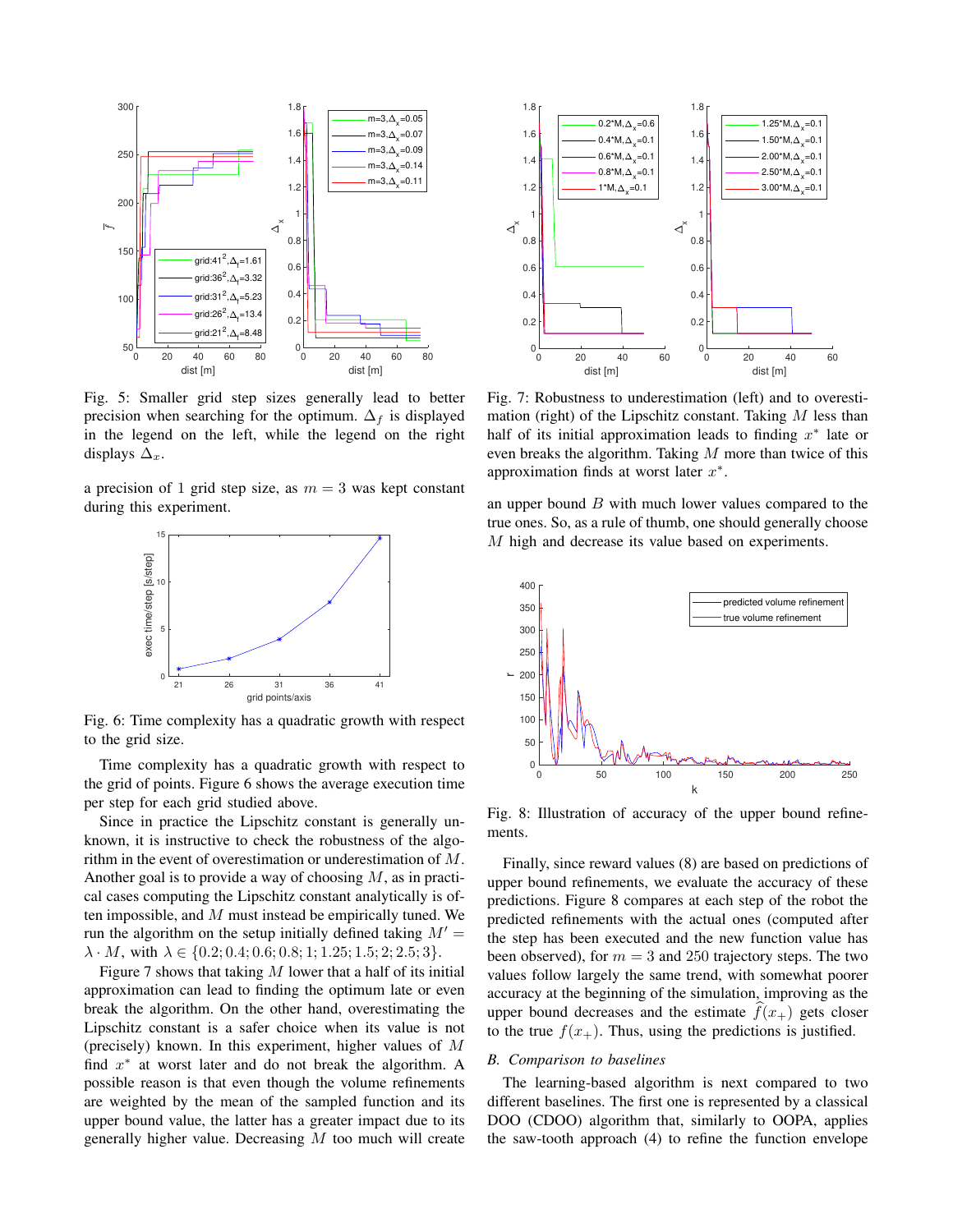Fig. 5: Smaller grid step sizes generally lead to better precision when searching for the optimum. $\Delta_f$ is displayed in the legend on the left, while the legend on the right displays $\Delta_x$.

a precision of 1 grid step size, as $m = 3$ was kept constant during this experiment.

Fig. 6: Time complexity has a quadratic growth with respect to the grid size.

Time complexity has a quadratic growth with respect to the grid of points. Figure 6 shows the average execution time per step for each grid studied above.

Since in practice the Lipschitz constant is generally unknown, it is instructive to check the robustness of the algorithm in the event of overestimation or underestimation of $M$. Another goal is to provide a way of choosing $M$, as in practical cases computing the Lipschitz constant analytically is often impossible, and $M$ must instead be empirically tuned. We run the algorithm on the setup initially defined taking $M' = \lambda \cdot M$, with $\lambda \in \{0.2; 0.4; 0.6; 0.8; 1; 1.25; 1.5; 2; 2.5; 3\}$.

Figure 7 shows that taking $M$ lower that a half of its initial approximation can lead to finding the optimum late or even break the algorithm. On the other hand, overestimating the Lipschitz constant is a safer choice when its value is not (precisely) known. In this experiment, higher values of $M$ find $x^*$ at worst later and do not break the algorithm. A possible reason is that even though the volume refinements are weighted by the mean of the sampled function and its upper bound value, the latter has a greater impact due to its generally higher value. Decreasing $M$ too much will create an upper bound $B$ with much lower values compared to the true ones. So, as a rule of thumb, one should generally choose $M$ high and decrease its value based on experiments.

Fig. 7: Robustness to underestimation (left) and to overestimation (right) of the Lipschitz constant. Taking $M$ less than half of its initial approximation leads to finding $x^*$ late or even breaks the algorithm. Taking $M$ more than twice of this approximation finds at worst later $x^*$.

Fig. 8: Illustration of accuracy of the upper bound refinements.

Finally, since reward values (8) are based on predictions of upper bound refinements, we evaluate the accuracy of these predictions. Figure 8 compares at each step of the robot the predicted refinements with the actual ones (computed after the step has been executed and the new function value has been observed), for $m = 3$ and 250 trajectory steps. The two values follow largely the same trend, with somewhat poorer accuracy at the beginning of the simulation, improving as the upper bound decreases and the estimate $\hat{f}(x_+)$ gets closer to the true $f(x_+)$. Thus, using the predictions is justified.

### B. Comparison to baselines

The learning-based algorithm is next compared to two different baselines. The first one is represented by a classical DOO (CDOO) algorithm that, similarly to OOPA, applies the saw-tooth approach (4) to refine the function envelope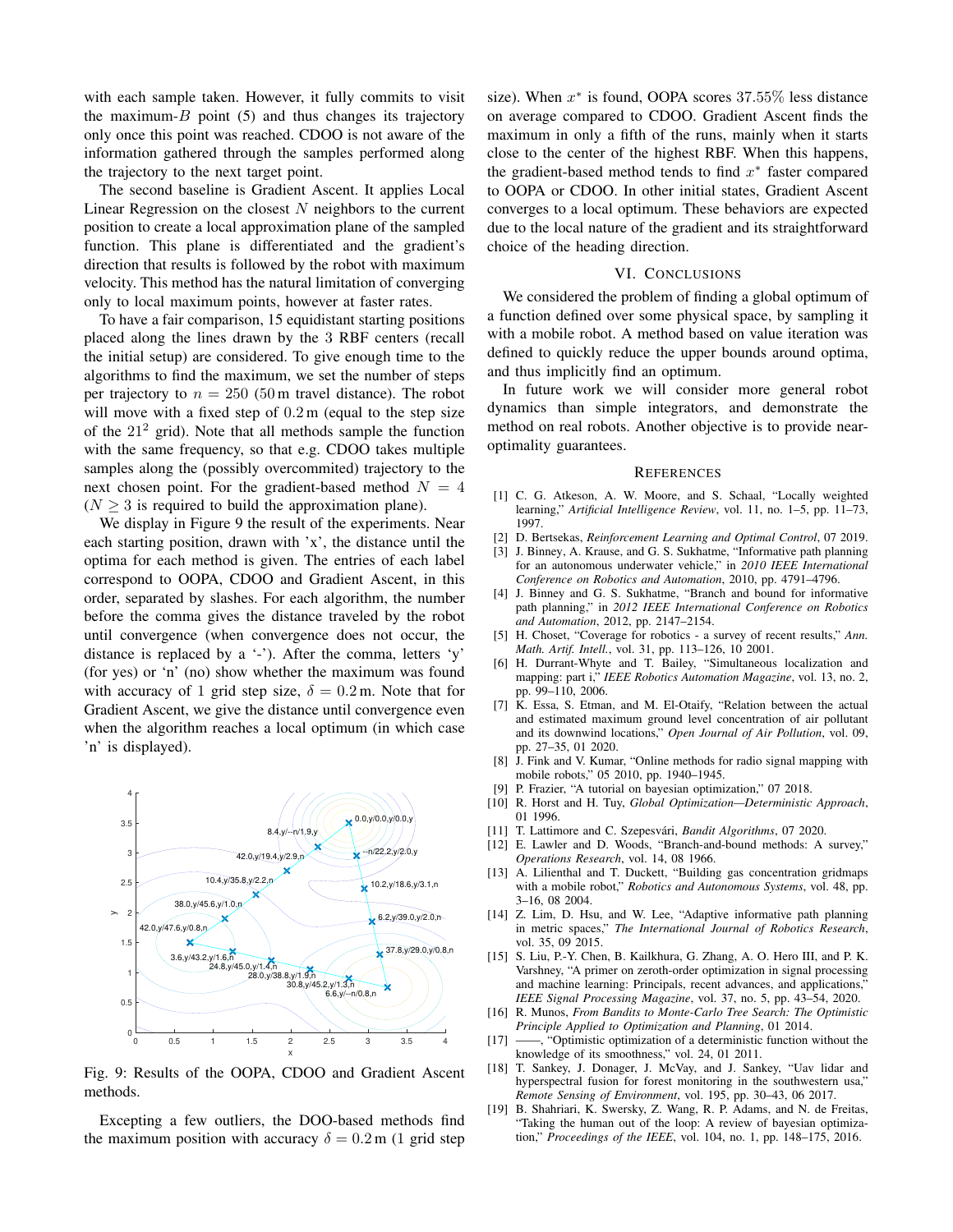with each sample taken. However, it fully commits to visit the maximum-$B$ point (5) and thus changes its trajectory only once this point was reached. CDOO is not aware of the information gathered through the samples performed along the trajectory to the next target point.

The second baseline is Gradient Ascent. It applies Local Linear Regression on the closest $N$ neighbors to the current position to create a local approximation plane of the sampled function. This plane is differentiated and the gradient's direction that results is followed by the robot with maximum velocity. This method has the natural limitation of converging only to local maximum points, however at faster rates.

To have a fair comparison, 15 equidistant starting positions placed along the lines drawn by the 3 RBF centers (recall the initial setup) are considered. To give enough time to the algorithms to find the maximum, we set the number of steps per trajectory to $n = 250$ (50 m travel distance). The robot will move with a fixed step of 0.2 m (equal to the step size of the $21^2$ grid). Note that all methods sample the function with the same frequency, so that e.g. CDOO takes multiple samples along the (possibly overcommited) trajectory to the next chosen point. For the gradient-based method $N = 4$ ($N \geq 3$ is required to build the approximation plane).

We display in Figure 9 the result of the experiments. Near each starting position, drawn with 'x', the distance until the optima for each method is given. The entries of each label correspond to OOPA, CDOO and Gradient Ascent, in this order, separated by slashes. For each algorithm, the number before the comma gives the distance traveled by the robot until convergence (when convergence does not occur, the distance is replaced by a '-'). After the comma, letters 'y' (for yes) or 'n' (no) show whether the maximum was found with accuracy of 1 grid step size, $\delta = 0.2$ m. Note that for Gradient Ascent, we give the distance until convergence even when the algorithm reaches a local optimum (in which case 'n' is displayed).

0.0,y/0.0,y/0.0,y
8.4,y/--n/1.9,y
--n/22.2,y/2.0,y
42.0,y/19.4,y/2.9,n
10.4,y/35.8,y/2.2,n
10.2,y/18.6,y/3.1,n
38.0,y/45.6,y/1.0,n
6.2,y/39.0,y/2.0,n
42.0,y/47.6,y/0.8,n
37.8,y/29.0,y/0.8,n
3.6,y/43.2,y/1.6,n
24.8,y/45.0,y/1.4,n
28.0,y/38.8,y/1.9,n
30.8,y/45.2,y/1.3,n
6.6,y/--n/0.8,n

Fig. 9: Results of the OOPA, CDOO and Gradient Ascent methods.

Excepting a few outliers, the DOO-based methods find the maximum position with accuracy $\delta = 0.2$ m (1 grid step size). When $x^*$ is found, OOPA scores 37.55% less distance on average compared to CDOO. Gradient Ascent finds the maximum in only a fifth of the runs, mainly when it starts close to the center of the highest RBF. When this happens, the gradient-based method tends to find $x^*$ faster compared to OOPA or CDOO. In other initial states, Gradient Ascent converges to a local optimum. These behaviors are expected due to the local nature of the gradient and its straightforward choice of the heading direction.

## VI. Conclusions

We considered the problem of finding a global optimum of a function defined over some physical space, by sampling it with a mobile robot. A method based on value iteration was defined to quickly reduce the upper bounds around optima, and thus implicitly find an optimum.

In future work we will consider more general robot dynamics than simple integrators, and demonstrate the method on real robots. Another objective is to provide near-optimality guarantees.

## References

[1] C. G. Atkeson, A. W. Moore, and S. Schaal, "Locally weighted learning," *Artificial Intelligence Review*, vol. 11, no. 1–5, pp. 11–73, 1997.

[2] D. Bertsekas, *Reinforcement Learning and Optimal Control*, 07 2019.

[3] J. Binney, A. Krause, and G. S. Sukhatme, "Informative path planning for an autonomous underwater vehicle," in *2010 IEEE International Conference on Robotics and Automation*, 2010, pp. 4791–4796.

[4] J. Binney and G. S. Sukhatme, "Branch and bound for informative path planning," in *2012 IEEE International Conference on Robotics and Automation*, 2012, pp. 2147–2154.

[5] H. Choset, "Coverage for robotics - a survey of recent results," *Ann. Math. Artif. Intell.*, vol. 31, pp. 113–126, 10 2001.

[6] H. Durrant-Whyte and T. Bailey, "Simultaneous localization and mapping: part i," *IEEE Robotics Automation Magazine*, vol. 13, no. 2, pp. 99–110, 2006.

[7] K. Essa, S. Etman, and M. El-Otaify, "Relation between the actual and estimated maximum ground level concentration of air pollutant and its downwind locations," *Open Journal of Air Pollution*, vol. 09, pp. 27–35, 01 2020.

[8] J. Fink and V. Kumar, "Online methods for radio signal mapping with mobile robots," 05 2010, pp. 1940–1945.

[9] P. Frazier, "A tutorial on bayesian optimization," 07 2018.

[10] R. Horst and H. Tuy, *Global Optimization—Deterministic Approach*, 01 1996.

[11] T. Lattimore and C. Szepesvári, *Bandit Algorithms*, 07 2020.

[12] E. Lawler and D. Woods, "Branch-and-bound methods: A survey," *Operations Research*, vol. 14, 08 1966.

[13] A. Lilienthal and T. Duckett, "Building gas concentration gridmaps with a mobile robot," *Robotics and Autonomous Systems*, vol. 48, pp. 3–16, 08 2004.

[14] Z. Lim, D. Hsu, and W. Lee, "Adaptive informative path planning in metric spaces," *The International Journal of Robotics Research*, vol. 35, 09 2015.

[15] S. Liu, P.-Y. Chen, B. Kailkhura, G. Zhang, A. O. Hero III, and P. K. Varshney, "A primer on zeroth-order optimization in signal processing and machine learning: Principals, recent advances, and applications," *IEEE Signal Processing Magazine*, vol. 37, no. 5, pp. 43–54, 2020.

[16] R. Munos, *From Bandits to Monte-Carlo Tree Search: The Optimistic Principle Applied to Optimization and Planning*, 01 2014.

[17] ——, "Optimistic optimization of a deterministic function without the knowledge of its smoothness," vol. 24, 01 2011.

[18] T. Sankey, J. Donager, J. McVay, and J. Sankey, "Uav lidar and hyperspectral fusion for forest monitoring in the southwestern usa," *Remote Sensing of Environment*, vol. 195, pp. 30–43, 06 2017.

[19] B. Shahriari, K. Swersky, Z. Wang, R. P. Adams, and N. de Freitas, "Taking the human out of the loop: A review of bayesian optimization," *Proceedings of the IEEE*, vol. 104, no. 1, pp. 148–175, 2016.